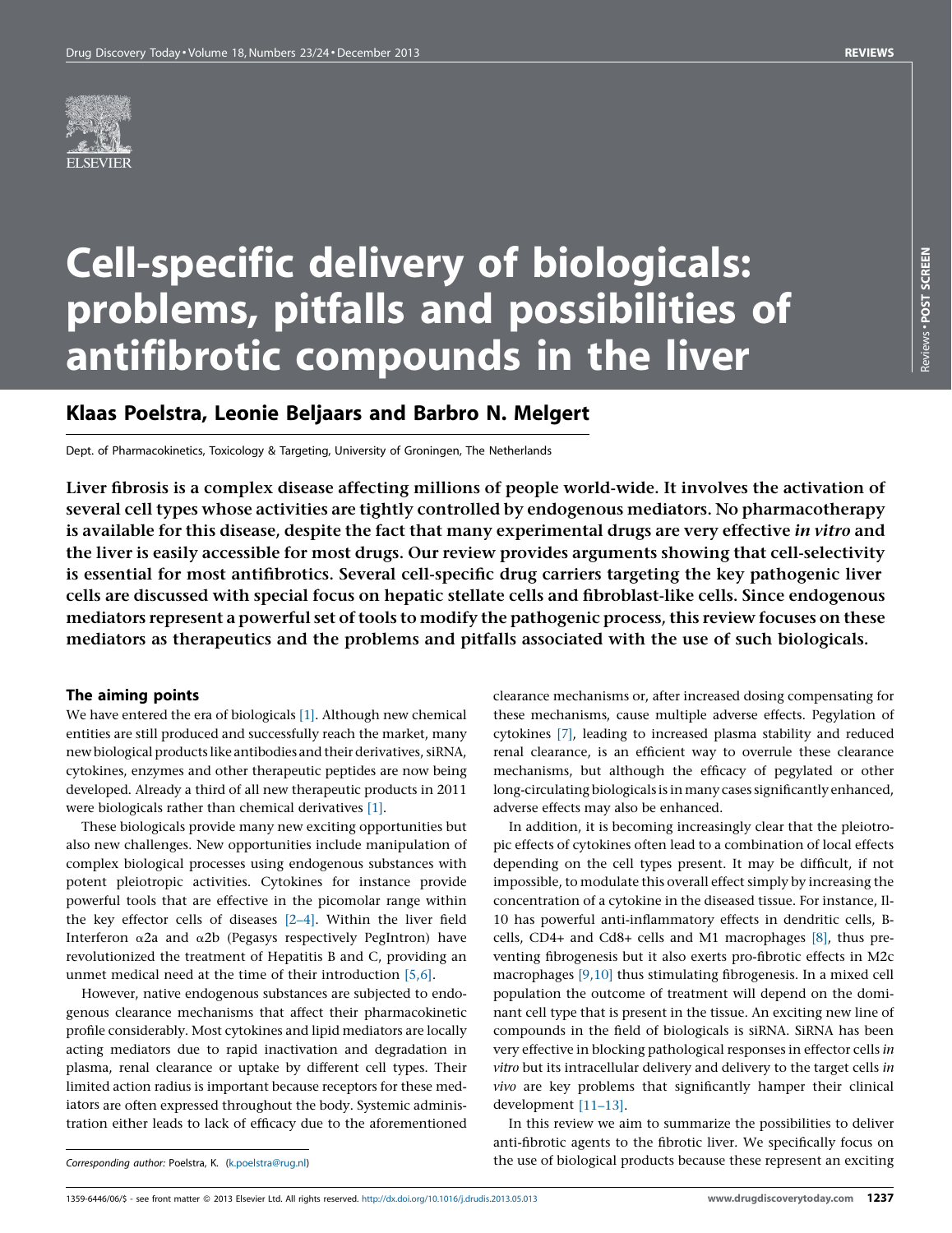# Cell-specific delivery of biologicals: problems, pitfalls and possibilities of antifibrotic compounds in the liver

## Klaas Poelstra, Leonie Beljaars and Barbro N. Melgert

Dept. of Pharmacokinetics, Toxicology & Targeting, University of Groningen, The Netherlands

**Liver fibrosis is a complex disease affecting millions of people world-wide. It involves the activation of several cell types whose activities are tightly controlled by endogenous mediators. No pharmacotherapy is available for this disease, despite the fact that many experimental drugs are very effective *in vitro* and the liver is easily accessible for most drugs. Our review provides arguments showing that cell-selectivity is essential for most antifibrotics. Several cell-specific drug carriers targeting the key pathogenic liver cells are discussed with special focus on hepatic stellate cells and fibroblast-like cells. Since endogenous mediators represent a powerful set of tools to modify the pathogenic process, this review focuses on these mediators as therapeutics and the problems and pitfalls associated with the use of such biologicals.**

### The aiming points

We have entered the era of biologicals [1]. Although new chemical entities are still produced and successfully reach the market, many new biological products like antibodies and their derivatives, siRNA, cytokines, enzymes and other therapeutic peptides are now being developed. Already a third of all new therapeutic products in 2011 were biologicals rather than chemical derivatives [1].

These biologicals provide many new exciting opportunities but also new challenges. New opportunities include manipulation of complex biological processes using endogenous substances with potent pleiotropic activities. Cytokines for instance provide powerful tools that are effective in the picomolar range within the key effector cells of diseases [2–4]. Within the liver field Interferon $\alpha$2a and $\alpha$2b (Pegasys respectively PegIntron) have revolutionized the treatment of Hepatitis B and C, providing an unmet medical need at the time of their introduction [5,6].

However, native endogenous substances are subjected to endogenous clearance mechanisms that affect their pharmacokinetic profile considerably. Most cytokines and lipid mediators are locally acting mediators due to rapid inactivation and degradation in plasma, renal clearance or uptake by different cell types. Their limited action radius is important because receptors for these mediators are often expressed throughout the body. Systemic administration either leads to lack of efficacy due to the aforementioned clearance mechanisms or, after increased dosing compensating for these mechanisms, cause multiple adverse effects. Pegylation of cytokines [7], leading to increased plasma stability and reduced renal clearance, is an efficient way to overrule these clearance mechanisms, but although the efficacy of pegylated or other long-circulating biologicals is in many cases significantly enhanced, adverse effects may also be enhanced.

In addition, it is becoming increasingly clear that the pleiotropic effects of cytokines often lead to a combination of local effects depending on the cell types present. It may be difficult, if not impossible, to modulate this overall effect simply by increasing the concentration of a cytokine in the diseased tissue. For instance, Il-10 has powerful anti-inflammatory effects in dendritic cells, B-cells, CD4+ and Cd8+ cells and M1 macrophages [8], thus preventing fibrogenesis but it also exerts pro-fibrotic effects in M2c macrophages [9,10] thus stimulating fibrogenesis. In a mixed cell population the outcome of treatment will depend on the dominant cell type that is present in the tissue. An exciting new line of compounds in the field of biologicals is siRNA. SiRNA has been very effective in blocking pathological responses in effector cells *in vitro* but its intracellular delivery and delivery to the target cells *in vivo* are key problems that significantly hamper their clinical development [11–13].

In this review we aim to summarize the possibilities to deliver anti-fibrotic agents to the fibrotic liver. We specifically focus on the use of biological products because these represent an exciting

*Corresponding author:* Poelstra, K. (k.poelstra@rug.nl)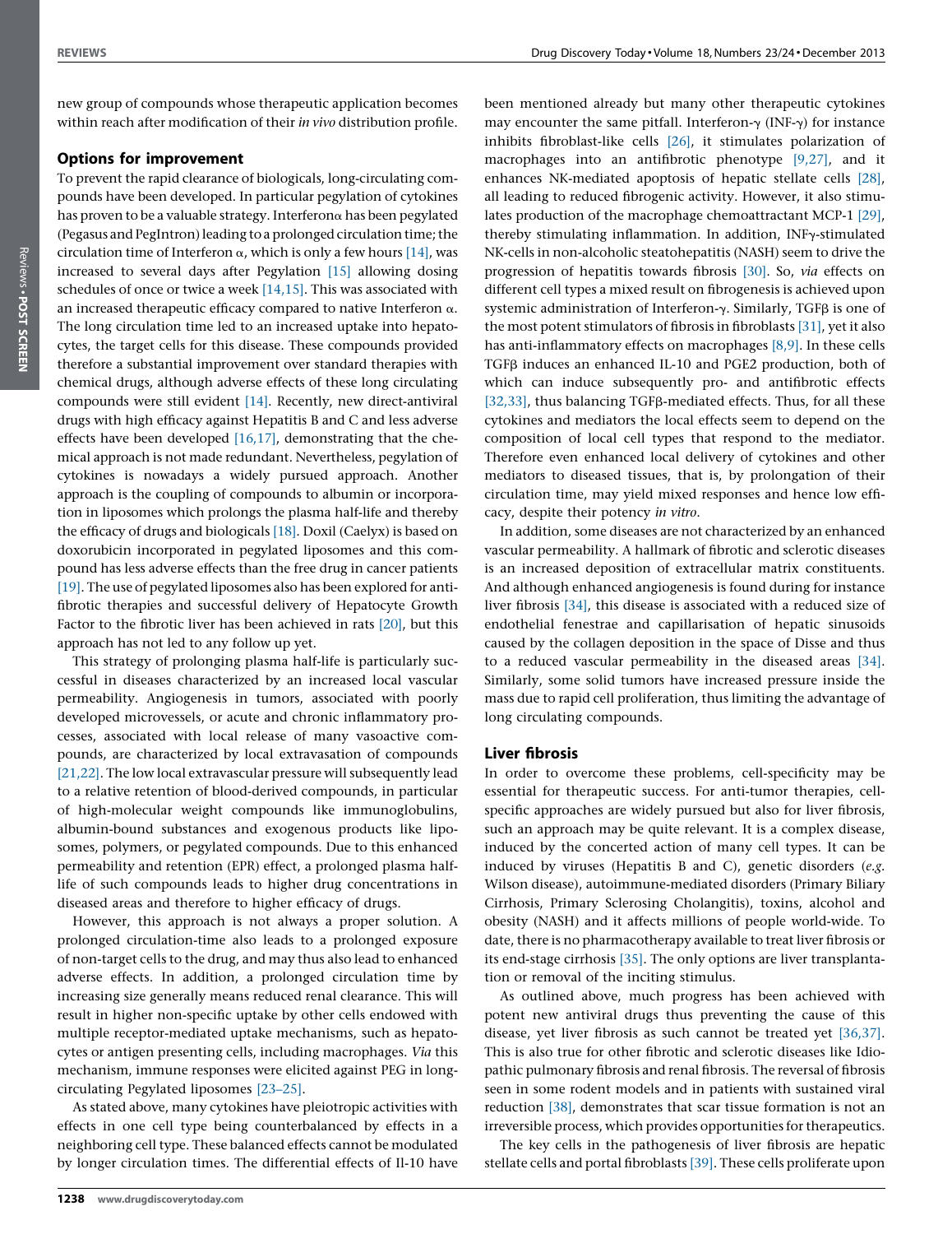new group of compounds whose therapeutic application becomes within reach after modification of their *in vivo* distribution profile.

## Options for improvement

To prevent the rapid clearance of biologicals, long-circulating compounds have been developed. In particular pegylation of cytokines has proven to be a valuable strategy. Interferonα has been pegylated (Pegasus and PegIntron) leading to a prolonged circulation time; the circulation time of Interferon α, which is only a few hours [14], was increased to several days after Pegylation [15] allowing dosing schedules of once or twice a week [14,15]. This was associated with an increased therapeutic efficacy compared to native Interferon α. The long circulation time led to an increased uptake into hepatocytes, the target cells for this disease. These compounds provided therefore a substantial improvement over standard therapies with chemical drugs, although adverse effects of these long circulating compounds were still evident [14]. Recently, new direct-antiviral drugs with high efficacy against Hepatitis B and C and less adverse effects have been developed [16,17], demonstrating that the chemical approach is not made redundant. Nevertheless, pegylation of cytokines is nowadays a widely pursued approach. Another approach is the coupling of compounds to albumin or incorporation in liposomes which prolongs the plasma half-life and thereby the efficacy of drugs and biologicals [18]. Doxil (Caelyx) is based on doxorubicin incorporated in pegylated liposomes and this compound has less adverse effects than the free drug in cancer patients [19]. The use of pegylated liposomes also has been explored for antifibrotic therapies and successful delivery of Hepatocyte Growth Factor to the fibrotic liver has been achieved in rats [20], but this approach has not led to any follow up yet.

This strategy of prolonging plasma half-life is particularly successful in diseases characterized by an increased local vascular permeability. Angiogenesis in tumors, associated with poorly developed microvessels, or acute and chronic inflammatory processes, associated with local release of many vasoactive compounds, are characterized by local extravasation of compounds [21,22]. The low local extravascular pressure will subsequently lead to a relative retention of blood-derived compounds, in particular of high-molecular weight compounds like immunoglobulins, albumin-bound substances and exogenous products like liposomes, polymers, or pegylated compounds. Due to this enhanced permeability and retention (EPR) effect, a prolonged plasma half-life of such compounds leads to higher drug concentrations in diseased areas and therefore to higher efficacy of drugs.

However, this approach is not always a proper solution. A prolonged circulation-time also leads to a prolonged exposure of non-target cells to the drug, and may thus also lead to enhanced adverse effects. In addition, a prolonged circulation time by increasing size generally means reduced renal clearance. This will result in higher non-specific uptake by other cells endowed with multiple receptor-mediated uptake mechanisms, such as hepatocytes or antigen presenting cells, including macrophages. *Via* this mechanism, immune responses were elicited against PEG in long-circulating Pegylated liposomes [23–25].

As stated above, many cytokines have pleiotropic activities with effects in one cell type being counterbalanced by effects in a neighboring cell type. These balanced effects cannot be modulated by longer circulation times. The differential effects of Il-10 have been mentioned already but many other therapeutic cytokines may encounter the same pitfall. Interferon-γ (INF-γ) for instance inhibits fibroblast-like cells [26], it stimulates polarization of macrophages into an antifibrotic phenotype [9,27], and it enhances NK-mediated apoptosis of hepatic stellate cells [28], all leading to reduced fibrogenic activity. However, it also stimulates production of the macrophage chemoattractant MCP-1 [29], thereby stimulating inflammation. In addition, INFγ-stimulated NK-cells in non-alcoholic steatohepatitis (NASH) seem to drive the progression of hepatitis towards fibrosis [30]. So, *via* effects on different cell types a mixed result on fibrogenesis is achieved upon systemic administration of Interferon-γ. Similarly, TGFβ is one of the most potent stimulators of fibrosis in fibroblasts [31], yet it also has anti-inflammatory effects on macrophages [8,9]. In these cells TGFβ induces an enhanced IL-10 and PGE2 production, both of which can induce subsequently pro- and antifibrotic effects [32,33], thus balancing TGFβ-mediated effects. Thus, for all these cytokines and mediators the local effects seem to depend on the composition of local cell types that respond to the mediator. Therefore even enhanced local delivery of cytokines and other mediators to diseased tissues, that is, by prolongation of their circulation time, may yield mixed responses and hence low efficacy, despite their potency *in vitro*.

In addition, some diseases are not characterized by an enhanced vascular permeability. A hallmark of fibrotic and sclerotic diseases is an increased deposition of extracellular matrix constituents. And although enhanced angiogenesis is found during for instance liver fibrosis [34], this disease is associated with a reduced size of endothelial fenestrae and capillarisation of hepatic sinusoids caused by the collagen deposition in the space of Disse and thus to a reduced vascular permeability in the diseased areas [34]. Similarly, some solid tumors have increased pressure inside the mass due to rapid cell proliferation, thus limiting the advantage of long circulating compounds.

## Liver fibrosis

In order to overcome these problems, cell-specificity may be essential for therapeutic success. For anti-tumor therapies, cell-specific approaches are widely pursued but also for liver fibrosis, such an approach may be quite relevant. It is a complex disease, induced by the concerted action of many cell types. It can be induced by viruses (Hepatitis B and C), genetic disorders (*e.g.* Wilson disease), autoimmune-mediated disorders (Primary Biliary Cirrhosis, Primary Sclerosing Cholangitis), toxins, alcohol and obesity (NASH) and it affects millions of people world-wide. To date, there is no pharmacotherapy available to treat liver fibrosis or its end-stage cirrhosis [35]. The only options are liver transplantation or removal of the inciting stimulus.

As outlined above, much progress has been achieved with potent new antiviral drugs thus preventing the cause of this disease, yet liver fibrosis as such cannot be treated yet [36,37]. This is also true for other fibrotic and sclerotic diseases like Idiopathic pulmonary fibrosis and renal fibrosis. The reversal of fibrosis seen in some rodent models and in patients with sustained viral reduction [38], demonstrates that scar tissue formation is not an irreversible process, which provides opportunities for therapeutics.

The key cells in the pathogenesis of liver fibrosis are hepatic stellate cells and portal fibroblasts [39]. These cells proliferate upon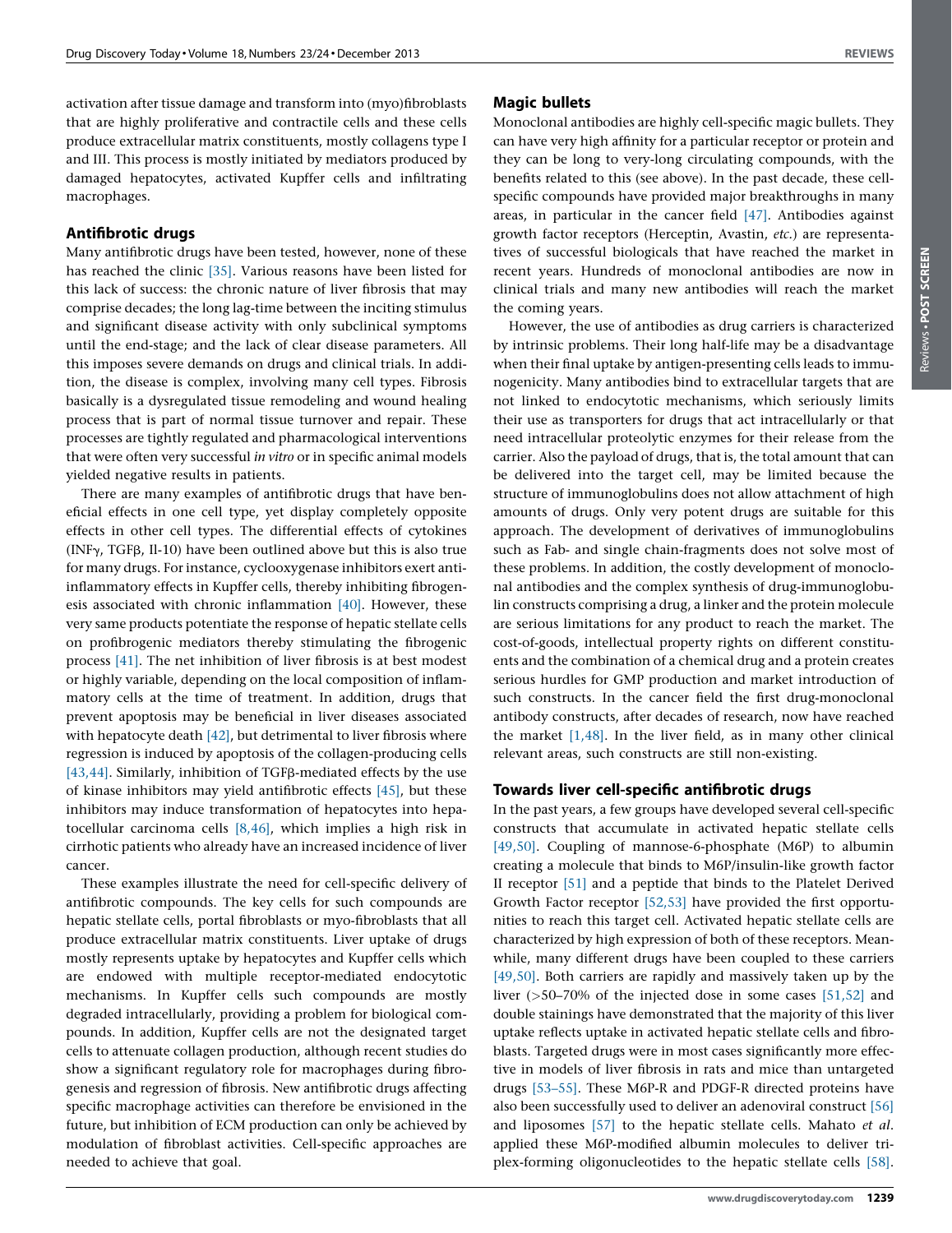activation after tissue damage and transform into (myo)fibroblasts that are highly proliferative and contractile cells and these cells produce extracellular matrix constituents, mostly collagens type I and III. This process is mostly initiated by mediators produced by damaged hepatocytes, activated Kupffer cells and infiltrating macrophages.

## Antifibrotic drugs

Many antifibrotic drugs have been tested, however, none of these has reached the clinic [35]. Various reasons have been listed for this lack of success: the chronic nature of liver fibrosis that may comprise decades; the long lag-time between the inciting stimulus and significant disease activity with only subclinical symptoms until the end-stage; and the lack of clear disease parameters. All this imposes severe demands on drugs and clinical trials. In addition, the disease is complex, involving many cell types. Fibrosis basically is a dysregulated tissue remodeling and wound healing process that is part of normal tissue turnover and repair. These processes are tightly regulated and pharmacological interventions that were often very successful *in vitro* or in specific animal models yielded negative results in patients.

There are many examples of antifibrotic drugs that have beneficial effects in one cell type, yet display completely opposite effects in other cell types. The differential effects of cytokines (INFγ, TGFβ, Il-10) have been outlined above but this is also true for many drugs. For instance, cyclooxygenase inhibitors exert anti-inflammatory effects in Kupffer cells, thereby inhibiting fibrogenesis associated with chronic inflammation [40]. However, these very same products potentiate the response of hepatic stellate cells on profibrogenic mediators thereby stimulating the fibrogenic process [41]. The net inhibition of liver fibrosis is at best modest or highly variable, depending on the local composition of inflammatory cells at the time of treatment. In addition, drugs that prevent apoptosis may be beneficial in liver diseases associated with hepatocyte death [42], but detrimental to liver fibrosis where regression is induced by apoptosis of the collagen-producing cells [43,44]. Similarly, inhibition of TGFβ-mediated effects by the use of kinase inhibitors may yield antifibrotic effects [45], but these inhibitors may induce transformation of hepatocytes into hepatocellular carcinoma cells [8,46], which implies a high risk in cirrhotic patients who already have an increased incidence of liver cancer.

These examples illustrate the need for cell-specific delivery of antifibrotic compounds. The key cells for such compounds are hepatic stellate cells, portal fibroblasts or myo-fibroblasts that all produce extracellular matrix constituents. Liver uptake of drugs mostly represents uptake by hepatocytes and Kupffer cells which are endowed with multiple receptor-mediated endocytotic mechanisms. In Kupffer cells such compounds are mostly degraded intracellularly, providing a problem for biological compounds. In addition, Kupffer cells are not the designated target cells to attenuate collagen production, although recent studies do show a significant regulatory role for macrophages during fibrogenesis and regression of fibrosis. New antifibrotic drugs affecting specific macrophage activities can therefore be envisioned in the future, but inhibition of ECM production can only be achieved by modulation of fibroblast activities. Cell-specific approaches are needed to achieve that goal.

## Magic bullets

Monoclonal antibodies are highly cell-specific magic bullets. They can have very high affinity for a particular receptor or protein and they can be long to very-long circulating compounds, with the benefits related to this (see above). In the past decade, these cell-specific compounds have provided major breakthroughs in many areas, in particular in the cancer field [47]. Antibodies against growth factor receptors (Herceptin, Avastin, *etc.*) are representatives of successful biologicals that have reached the market in recent years. Hundreds of monoclonal antibodies are now in clinical trials and many new antibodies will reach the market the coming years.

However, the use of antibodies as drug carriers is characterized by intrinsic problems. Their long half-life may be a disadvantage when their final uptake by antigen-presenting cells leads to immunogenicity. Many antibodies bind to extracellular targets that are not linked to endocytotic mechanisms, which seriously limits their use as transporters for drugs that act intracellularly or that need intracellular proteolytic enzymes for their release from the carrier. Also the payload of drugs, that is, the total amount that can be delivered into the target cell, may be limited because the structure of immunoglobulins does not allow attachment of high amounts of drugs. Only very potent drugs are suitable for this approach. The development of derivatives of immunoglobulins such as Fab- and single chain-fragments does not solve most of these problems. In addition, the costly development of monoclonal antibodies and the complex synthesis of drug-immunoglobulin constructs comprising a drug, a linker and the protein molecule are serious limitations for any product to reach the market. The cost-of-goods, intellectual property rights on different constituents and the combination of a chemical drug and a protein creates serious hurdles for GMP production and market introduction of such constructs. In the cancer field the first drug-monoclonal antibody constructs, after decades of research, now have reached the market [1,48]. In the liver field, as in many other clinical relevant areas, such constructs are still non-existing.

## Towards liver cell-specific antifibrotic drugs

In the past years, a few groups have developed several cell-specific constructs that accumulate in activated hepatic stellate cells [49,50]. Coupling of mannose-6-phosphate (M6P) to albumin creating a molecule that binds to M6P/insulin-like growth factor II receptor [51] and a peptide that binds to the Platelet Derived Growth Factor receptor [52,53] have provided the first opportunities to reach this target cell. Activated hepatic stellate cells are characterized by high expression of both of these receptors. Meanwhile, many different drugs have been coupled to these carriers [49,50]. Both carriers are rapidly and massively taken up by the liver (>50–70% of the injected dose in some cases [51,52] and double stainings have demonstrated that the majority of this liver uptake reflects uptake in activated hepatic stellate cells and fibroblasts. Targeted drugs were in most cases significantly more effective in models of liver fibrosis in rats and mice than untargeted drugs [53–55]. These M6P-R and PDGF-R directed proteins have also been successfully used to deliver an adenoviral construct [56] and liposomes [57] to the hepatic stellate cells. Mahato *et al.* applied these M6P-modified albumin molecules to deliver triplex-forming oligonucleotides to the hepatic stellate cells [58].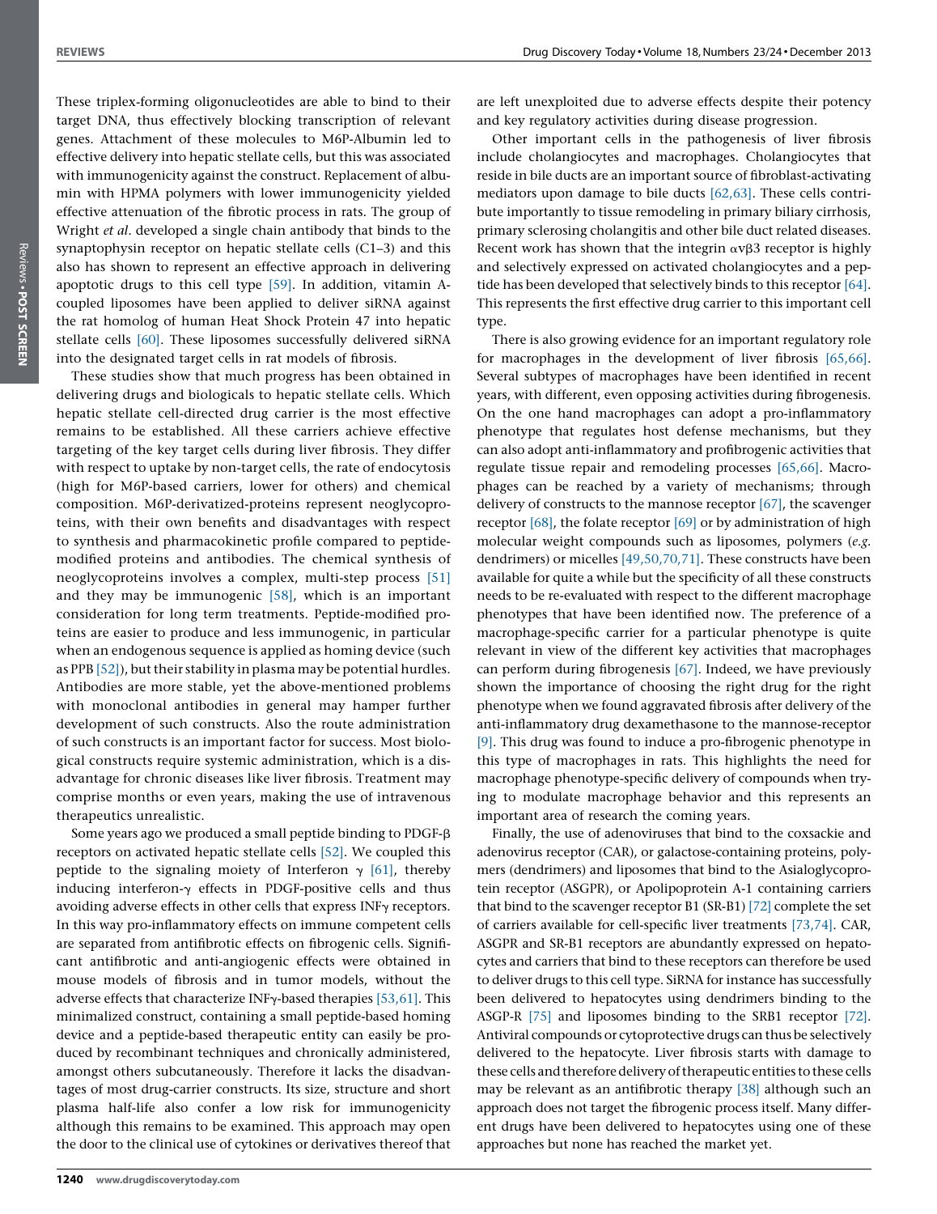These triplex-forming oligonucleotides are able to bind to their target DNA, thus effectively blocking transcription of relevant genes. Attachment of these molecules to M6P-Albumin led to effective delivery into hepatic stellate cells, but this was associated with immunogenicity against the construct. Replacement of albumin with HPMA polymers with lower immunogenicity yielded effective attenuation of the fibrotic process in rats. The group of Wright *et al*. developed a single chain antibody that binds to the synaptophysin receptor on hepatic stellate cells (C1–3) and this also has shown to represent an effective approach in delivering apoptotic drugs to this cell type [59]. In addition, vitamin A-coupled liposomes have been applied to deliver siRNA against the rat homolog of human Heat Shock Protein 47 into hepatic stellate cells [60]. These liposomes successfully delivered siRNA into the designated target cells in rat models of fibrosis.

These studies show that much progress has been obtained in delivering drugs and biologicals to hepatic stellate cells. Which hepatic stellate cell-directed drug carrier is the most effective remains to be established. All these carriers achieve effective targeting of the key target cells during liver fibrosis. They differ with respect to uptake by non-target cells, the rate of endocytosis (high for M6P-based carriers, lower for others) and chemical composition. M6P-derivatized-proteins represent neoglycoproteins, with their own benefits and disadvantages with respect to synthesis and pharmacokinetic profile compared to peptide-modified proteins and antibodies. The chemical synthesis of neoglycoproteins involves a complex, multi-step process [51] and they may be immunogenic [58], which is an important consideration for long term treatments. Peptide-modified proteins are easier to produce and less immunogenic, in particular when an endogenous sequence is applied as homing device (such as PPB [52]), but their stability in plasma may be potential hurdles. Antibodies are more stable, yet the above-mentioned problems with monoclonal antibodies in general may hamper further development of such constructs. Also the route administration of such constructs is an important factor for success. Most biological constructs require systemic administration, which is a disadvantage for chronic diseases like liver fibrosis. Treatment may comprise months or even years, making the use of intravenous therapeutics unrealistic.

Some years ago we produced a small peptide binding to PDGF-β receptors on activated hepatic stellate cells [52]. We coupled this peptide to the signaling moiety of Interferon γ [61], thereby inducing interferon-γ effects in PDGF-positive cells and thus avoiding adverse effects in other cells that express INFγ receptors. In this way pro-inflammatory effects on immune competent cells are separated from antifibrotic effects on fibrogenic cells. Significant antifibrotic and anti-angiogenic effects were obtained in mouse models of fibrosis and in tumor models, without the adverse effects that characterize INFγ-based therapies [53,61]. This minimalized construct, containing a small peptide-based homing device and a peptide-based therapeutic entity can easily be produced by recombinant techniques and chronically administered, amongst others subcutaneously. Therefore it lacks the disadvantages of most drug-carrier constructs. Its size, structure and short plasma half-life also confer a low risk for immunogenicity although this remains to be examined. This approach may open the door to the clinical use of cytokines or derivatives thereof that are left unexploited due to adverse effects despite their potency and key regulatory activities during disease progression.

Other important cells in the pathogenesis of liver fibrosis include cholangiocytes and macrophages. Cholangiocytes that reside in bile ducts are an important source of fibroblast-activating mediators upon damage to bile ducts [62,63]. These cells contribute importantly to tissue remodeling in primary biliary cirrhosis, primary sclerosing cholangitis and other bile duct related diseases. Recent work has shown that the integrin αvβ3 receptor is highly and selectively expressed on activated cholangiocytes and a peptide has been developed that selectively binds to this receptor [64]. This represents the first effective drug carrier to this important cell type.

There is also growing evidence for an important regulatory role for macrophages in the development of liver fibrosis [65,66]. Several subtypes of macrophages have been identified in recent years, with different, even opposing activities during fibrogenesis. On the one hand macrophages can adopt a pro-inflammatory phenotype that regulates host defense mechanisms, but they can also adopt anti-inflammatory and profibrogenic activities that regulate tissue repair and remodeling processes [65,66]. Macrophages can be reached by a variety of mechanisms; through delivery of constructs to the mannose receptor [67], the scavenger receptor [68], the folate receptor [69] or by administration of high molecular weight compounds such as liposomes, polymers (*e.g.* dendrimers) or micelles [49,50,70,71]. These constructs have been available for quite a while but the specificity of all these constructs needs to be re-evaluated with respect to the different macrophage phenotypes that have been identified now. The preference of a macrophage-specific carrier for a particular phenotype is quite relevant in view of the different key activities that macrophages can perform during fibrogenesis [67]. Indeed, we have previously shown the importance of choosing the right drug for the right phenotype when we found aggravated fibrosis after delivery of the anti-inflammatory drug dexamethasone to the mannose-receptor [9]. This drug was found to induce a pro-fibrogenic phenotype in this type of macrophages in rats. This highlights the need for macrophage phenotype-specific delivery of compounds when trying to modulate macrophage behavior and this represents an important area of research the coming years.

Finally, the use of adenoviruses that bind to the coxsackie and adenovirus receptor (CAR), or galactose-containing proteins, polymers (dendrimers) and liposomes that bind to the Asialoglycoprotein receptor (ASGPR), or Apolipoprotein A-1 containing carriers that bind to the scavenger receptor B1 (SR-B1) [72] complete the set of carriers available for cell-specific liver treatments [73,74]. CAR, ASGPR and SR-B1 receptors are abundantly expressed on hepatocytes and carriers that bind to these receptors can therefore be used to deliver drugs to this cell type. SiRNA for instance has successfully been delivered to hepatocytes using dendrimers binding to the ASGP-R [75] and liposomes binding to the SRB1 receptor [72]. Antiviral compounds or cytoprotective drugs can thus be selectively delivered to the hepatocyte. Liver fibrosis starts with damage to these cells and therefore delivery of therapeutic entities to these cells may be relevant as an antifibrotic therapy [38] although such an approach does not target the fibrogenic process itself. Many different drugs have been delivered to hepatocytes using one of these approaches but none has reached the market yet.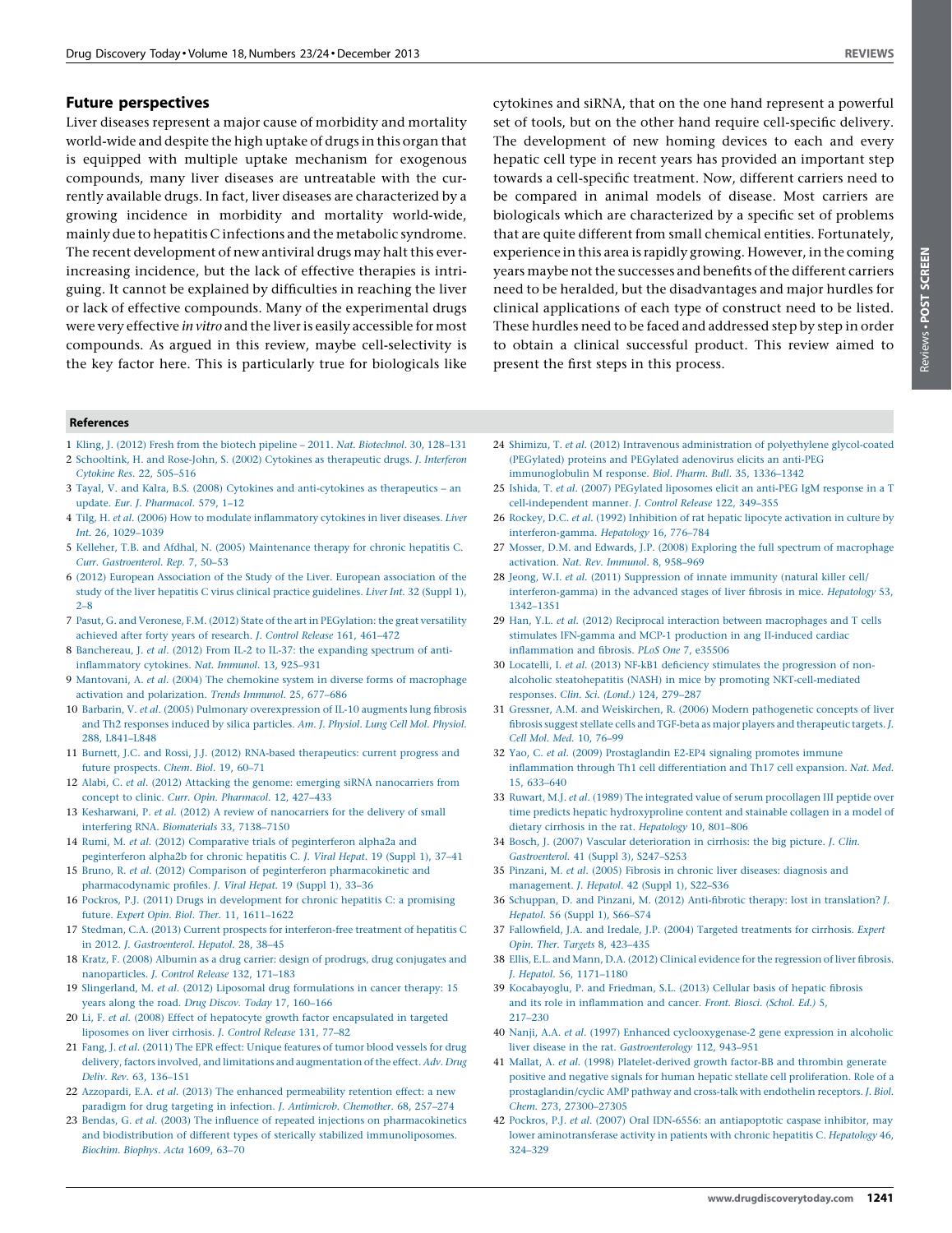## Future perspectives

Liver diseases represent a major cause of morbidity and mortality world-wide and despite the high uptake of drugs in this organ that is equipped with multiple uptake mechanism for exogenous compounds, many liver diseases are untreatable with the currently available drugs. In fact, liver diseases are characterized by a growing incidence in morbidity and mortality world-wide, mainly due to hepatitis C infections and the metabolic syndrome. The recent development of new antiviral drugs may halt this ever-increasing incidence, but the lack of effective therapies is intriguing. It cannot be explained by difficulties in reaching the liver or lack of effective compounds. Many of the experimental drugs were very effective *in vitro* and the liver is easily accessible for most compounds. As argued in this review, maybe cell-selectivity is the key factor here. This is particularly true for biologicals like cytokines and siRNA, that on the one hand represent a powerful set of tools, but on the other hand require cell-specific delivery. The development of new homing devices to each and every hepatic cell type in recent years has provided an important step towards a cell-specific treatment. Now, different carriers need to be compared in animal models of disease. Most carriers are biologicals which are characterized by a specific set of problems that are quite different from small chemical entities. Fortunately, experience in this area is rapidly growing. However, in the coming years maybe not the successes and benefits of the different carriers need to be heralded, but the disadvantages and major hurdles for clinical applications of each type of construct need to be listed. These hurdles need to be faced and addressed step by step in order to obtain a clinical successful product. This review aimed to present the first steps in this process.

## References

1 Kling, J. (2012) Fresh from the biotech pipeline – 2011. *Nat. Biotechnol.* 30, 128–131
2 Schooltink, H. and Rose-John, S. (2002) Cytokines as therapeutic drugs. *J. Interferon Cytokine Res.* 22, 505–516
3 Tayal, V. and Kalra, B.S. (2008) Cytokines and anti-cytokines as therapeutics – an update. *Eur. J. Pharmacol.* 579, 1–12
4 Tilg, H. *et al.* (2006) How to modulate inflammatory cytokines in liver diseases. *Liver Int.* 26, 1029–1039
5 Kelleher, T.B. and Afdhal, N. (2005) Maintenance therapy for chronic hepatitis C. *Curr. Gastroenterol. Rep.* 7, 50–53
6 (2012) European Association of the Study of the Liver. European association of the study of the liver hepatitis C virus clinical practice guidelines. *Liver Int.* 32 (Suppl 1), 2–8
7 Pasut, G. and Veronese, F.M. (2012) State of the art in PEGylation: the great versatility achieved after forty years of research. *J. Control Release* 161, 461–472
8 Banchereau, J. *et al.* (2012) From IL-2 to IL-37: the expanding spectrum of anti-inflammatory cytokines. *Nat. Immunol.* 13, 925–931
9 Mantovani, A. *et al.* (2004) The chemokine system in diverse forms of macrophage activation and polarization. *Trends Immunol.* 25, 677–686
10 Barbarin, V. *et al.* (2005) Pulmonary overexpression of IL-10 augments lung fibrosis and Th2 responses induced by silica particles. *Am. J. Physiol. Lung Cell Mol. Physiol.* 288, L841–L848
11 Burnett, J.C. and Rossi, J.J. (2012) RNA-based therapeutics: current progress and future prospects. *Chem. Biol.* 19, 60–71
12 Alabi, C. *et al.* (2012) Attacking the genome: emerging siRNA nanocarriers from concept to clinic. *Curr. Opin. Pharmacol.* 12, 427–433
13 Kesharwani, P. *et al.* (2012) A review of nanocarriers for the delivery of small interfering RNA. *Biomaterials* 33, 7138–7150
14 Rumi, M. *et al.* (2012) Comparative trials of peginterferon alpha2a and peginterferon alpha2b for chronic hepatitis C. *J. Viral Hepat.* 19 (Suppl 1), 37–41
15 Bruno, R. *et al.* (2012) Comparison of peginterferon pharmacokinetic and pharmacodynamic profiles. *J. Viral Hepat.* 19 (Suppl 1), 33–36
16 Pockros, P.J. (2011) Drugs in development for chronic hepatitis C: a promising future. *Expert Opin. Biol. Ther.* 11, 1611–1622
17 Stedman, C.A. (2013) Current prospects for interferon-free treatment of hepatitis C in 2012. *J. Gastroenterol. Hepatol.* 28, 38–45
18 Kratz, F. (2008) Albumin as a drug carrier: design of prodrugs, drug conjugates and nanoparticles. *J. Control Release* 132, 171–183
19 Slingerland, M. *et al.* (2012) Liposomal drug formulations in cancer therapy: 15 years along the road. *Drug Discov. Today* 17, 160–166
20 Li, F. *et al.* (2008) Effect of hepatocyte growth factor encapsulated in targeted liposomes on liver cirrhosis. *J. Control Release* 131, 77–82
21 Fang, J. *et al.* (2011) The EPR effect: Unique features of tumor blood vessels for drug delivery, factors involved, and limitations and augmentation of the effect. *Adv. Drug Deliv. Rev.* 63, 136–151
22 Azzopardi, E.A. *et al.* (2013) The enhanced permeability retention effect: a new paradigm for drug targeting in infection. *J. Antimicrob. Chemother.* 68, 257–274
23 Bendas, G. *et al.* (2003) The influence of repeated injections on pharmacokinetics and biodistribution of different types of sterically stabilized immunoliposomes. *Biochim. Biophys. Acta* 1609, 63–70
24 Shimizu, T. *et al.* (2012) Intravenous administration of polyethylene glycol-coated (PEGylated) proteins and PEGylated adenovirus elicits an anti-PEG immunoglobulin M response. *Biol. Pharm. Bull.* 35, 1336–1342
25 Ishida, T. *et al.* (2007) PEGylated liposomes elicit an anti-PEG IgM response in a T cell-independent manner. *J. Control Release* 122, 349–355
26 Rockey, D.C. *et al.* (1992) Inhibition of rat hepatic lipocyte activation in culture by interferon-gamma. *Hepatology* 16, 776–784
27 Mosser, D.M. and Edwards, J.P. (2008) Exploring the full spectrum of macrophage activation. *Nat. Rev. Immunol.* 8, 958–969
28 Jeong, W.I. *et al.* (2011) Suppression of innate immunity (natural killer cell/interferon-gamma) in the advanced stages of liver fibrosis in mice. *Hepatology* 53, 1342–1351
29 Han, Y.L. *et al.* (2012) Reciprocal interaction between macrophages and T cells stimulates IFN-gamma and MCP-1 production in ang II-induced cardiac inflammation and fibrosis. *PLoS One* 7, e35506
30 Locatelli, I. *et al.* (2013) NF-kB1 deficiency stimulates the progression of non-alcoholic steatohepatitis (NASH) in mice by promoting NKT-cell-mediated responses. *Clin. Sci. (Lond.)* 124, 279–287
31 Gressner, A.M. and Weiskirchen, R. (2006) Modern pathogenetic concepts of liver fibrosis suggest stellate cells and TGF-beta as major players and therapeutic targets. *J. Cell Mol. Med.* 10, 76–99
32 Yao, C. *et al.* (2009) Prostaglandin E2-EP4 signaling promotes immune inflammation through Th1 cell differentiation and Th17 cell expansion. *Nat. Med.* 15, 633–640
33 Ruwart, M.J. *et al.* (1989) The integrated value of serum procollagen III peptide over time predicts hepatic hydroxyproline content and stainable collagen in a model of dietary cirrhosis in the rat. *Hepatology* 10, 801–806
34 Bosch, J. (2007) Vascular deterioration in cirrhosis: the big picture. *J. Clin. Gastroenterol.* 41 (Suppl 3), S247–S253
35 Pinzani, M. *et al.* (2005) Fibrosis in chronic liver diseases: diagnosis and management. *J. Hepatol.* 42 (Suppl 1), S22–S36
36 Schuppan, D. and Pinzani, M. (2012) Anti-fibrotic therapy: lost in translation? *J. Hepatol.* 56 (Suppl 1), S66–S74
37 Fallowfield, J.A. and Iredale, J.P. (2004) Targeted treatments for cirrhosis. *Expert Opin. Ther. Targets* 8, 423–435
38 Ellis, E.L. and Mann, D.A. (2012) Clinical evidence for the regression of liver fibrosis. *J. Hepatol.* 56, 1171–1180
39 Kocabayoglu, P. and Friedman, S.L. (2013) Cellular basis of hepatic fibrosis and its role in inflammation and cancer. *Front. Biosci. (Schol. Ed.)* 5, 217–230
40 Nanji, A.A. *et al.* (1997) Enhanced cyclooxygenase-2 gene expression in alcoholic liver disease in the rat. *Gastroenterology* 112, 943–951
41 Mallat, A. *et al.* (1998) Platelet-derived growth factor-BB and thrombin generate positive and negative signals for human hepatic stellate cell proliferation. Role of a prostaglandin/cyclic AMP pathway and cross-talk with endothelin receptors. *J. Biol. Chem.* 273, 27300–27305
42 Pockros, P.J. *et al.* (2007) Oral IDN-6556: an antiapoptotic caspase inhibitor, may lower aminotransferase activity in patients with chronic hepatitis C. *Hepatology* 46, 324–329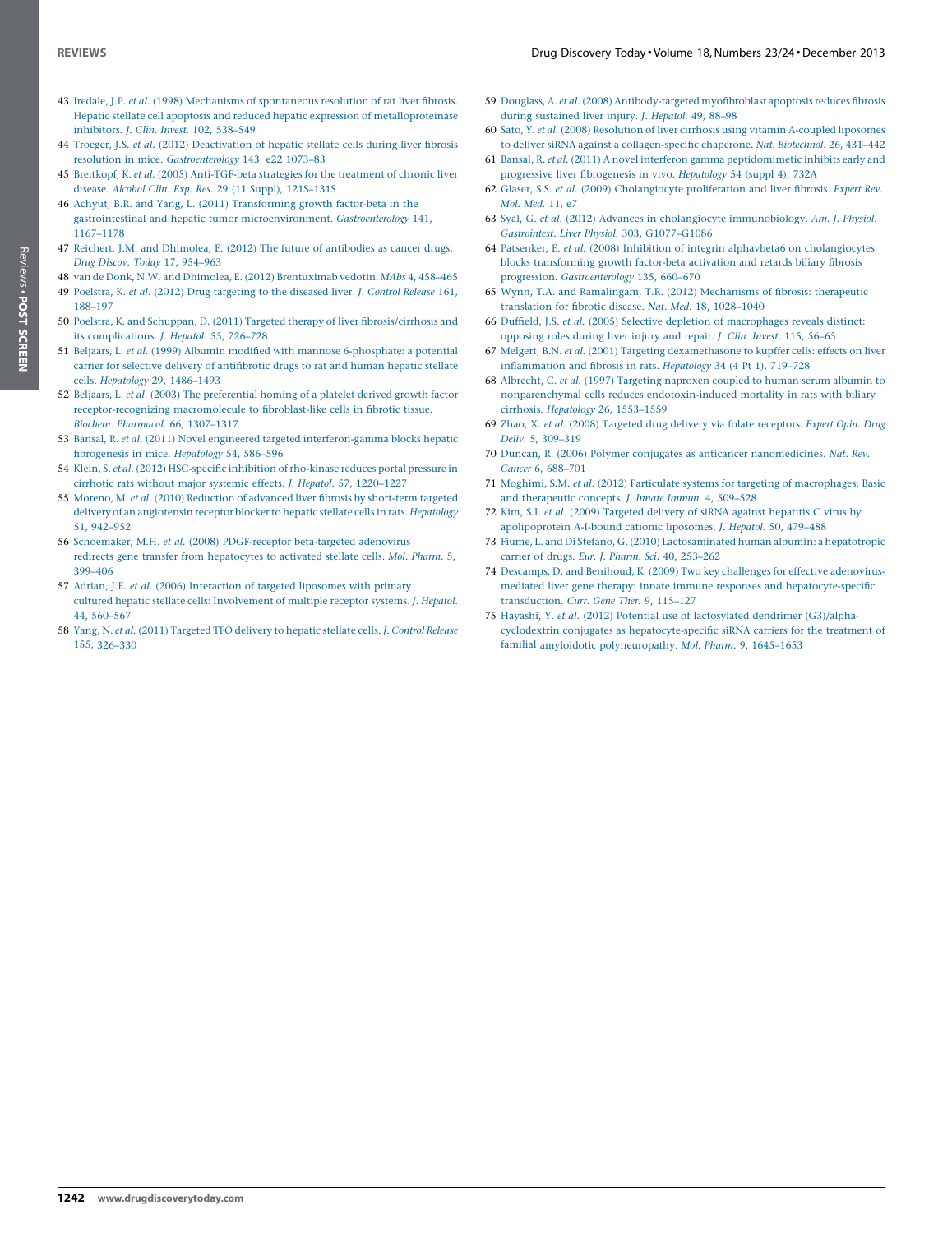43 Iredale, J.P. *et al.* (1998) Mechanisms of spontaneous resolution of rat liver fibrosis. Hepatic stellate cell apoptosis and reduced hepatic expression of metalloproteinase inhibitors. *J. Clin. Invest.* 102, 538–549

44 Troeger, J.S. *et al.* (2012) Deactivation of hepatic stellate cells during liver fibrosis resolution in mice. *Gastroenterology* 143, e22 1073–83

45 Breitkopf, K. *et al.* (2005) Anti-TGF-beta strategies for the treatment of chronic liver disease. *Alcohol Clin. Exp. Res.* 29 (11 Suppl), 121S–131S

46 Achyut, B.R. and Yang, L. (2011) Transforming growth factor-beta in the gastrointestinal and hepatic tumor microenvironment. *Gastroenterology* 141, 1167–1178

47 Reichert, J.M. and Dhimolea, E. (2012) The future of antibodies as cancer drugs. *Drug Discov. Today* 17, 954–963

48 van de Donk, N.W. and Dhimolea, E. (2012) Brentuximab vedotin. *MAbs* 4, 458–465

49 Poelstra, K. *et al.* (2012) Drug targeting to the diseased liver. *J. Control Release* 161, 188–197

50 Poelstra, K. and Schuppan, D. (2011) Targeted therapy of liver fibrosis/cirrhosis and its complications. *J. Hepatol.* 55, 726–728

51 Beljaars, L. *et al.* (1999) Albumin modified with mannose 6-phosphate: a potential carrier for selective delivery of antifibrotic drugs to rat and human hepatic stellate cells. *Hepatology* 29, 1486–1493

52 Beljaars, L. *et al.* (2003) The preferential homing of a platelet derived growth factor receptor-recognizing macromolecule to fibroblast-like cells in fibrotic tissue. *Biochem. Pharmacol.* 66, 1307–1317

53 Bansal, R. *et al.* (2011) Novel engineered targeted interferon-gamma blocks hepatic fibrogenesis in mice. *Hepatology* 54, 586–596

54 Klein, S. *et al.* (2012) HSC-specific inhibition of rho-kinase reduces portal pressure in cirrhotic rats without major systemic effects. *J. Hepatol.* 57, 1220–1227

55 Moreno, M. *et al.* (2010) Reduction of advanced liver fibrosis by short-term targeted delivery of an angiotensin receptor blocker to hepatic stellate cells in rats. *Hepatology* 51, 942–952

56 Schoemaker, M.H. *et al.* (2008) PDGF-receptor beta-targeted adenovirus redirects gene transfer from hepatocytes to activated stellate cells. *Mol. Pharm.* 5, 399–406

57 Adrian, J.E. *et al.* (2006) Interaction of targeted liposomes with primary cultured hepatic stellate cells: Involvement of multiple receptor systems. *J. Hepatol.* 44, 560–567

58 Yang, N. *et al.* (2011) Targeted TFO delivery to hepatic stellate cells. *J. Control Release* 155, 326–330

59 Douglass, A. *et al.* (2008) Antibody-targeted myofibroblast apoptosis reduces fibrosis during sustained liver injury. *J. Hepatol.* 49, 88–98

60 Sato, Y. *et al.* (2008) Resolution of liver cirrhosis using vitamin A-coupled liposomes to deliver siRNA against a collagen-specific chaperone. *Nat. Biotechnol.* 26, 431–442

61 Bansal, R. *et al.* (2011) A novel interferon gamma peptidomimetic inhibits early and progressive liver fibrogenesis in vivo. *Hepatology* 54 (suppl 4), 732A

62 Glaser, S.S. *et al.* (2009) Cholangiocyte proliferation and liver fibrosis. *Expert Rev. Mol. Med.* 11, e7

63 Syal, G. *et al.* (2012) Advances in cholangiocyte immunobiology. *Am. J. Physiol. Gastrointest. Liver Physiol.* 303, G1077–G1086

64 Patsenker, E. *et al.* (2008) Inhibition of integrin alphavbeta6 on cholangiocytes blocks transforming growth factor-beta activation and retards biliary fibrosis progression. *Gastroenterology* 135, 660–670

65 Wynn, T.A. and Ramalingam, T.R. (2012) Mechanisms of fibrosis: therapeutic translation for fibrotic disease. *Nat. Med.* 18, 1028–1040

66 Duffield, J.S. *et al.* (2005) Selective depletion of macrophages reveals distinct: opposing roles during liver injury and repair. *J. Clin. Invest.* 115, 56–65

67 Melgert, B.N. *et al.* (2001) Targeting dexamethasone to kupffer cells: effects on liver inflammation and fibrosis in rats. *Hepatology* 34 (4 Pt 1), 719–728

68 Albrecht, C. *et al.* (1997) Targeting naproxen coupled to human serum albumin to nonparenchymal cells reduces endotoxin-induced mortality in rats with biliary cirrhosis. *Hepatology* 26, 1553–1559

69 Zhao, X. *et al.* (2008) Targeted drug delivery via folate receptors. *Expert Opin. Drug Deliv.* 5, 309–319

70 Duncan, R. (2006) Polymer conjugates as anticancer nanomedicines. *Nat. Rev. Cancer* 6, 688–701

71 Moghimi, S.M. *et al.* (2012) Particulate systems for targeting of macrophages: Basic and therapeutic concepts. *J. Innate Immun.* 4, 509–528

72 Kim, S.I. *et al.* (2009) Targeted delivery of siRNA against hepatitis C virus by apolipoprotein A-I-bound cationic liposomes. *J. Hepatol.* 50, 479–488

73 Fiume, L. and Di Stefano, G. (2010) Lactosaminated human albumin: a hepatotropic carrier of drugs. *Eur. J. Pharm. Sci.* 40, 253–262

74 Descamps, D. and Benihoud, K. (2009) Two key challenges for effective adenovirus-mediated liver gene therapy: innate immune responses and hepatocyte-specific transduction. *Curr. Gene Ther.* 9, 115–127

75 Hayashi, Y. *et al.* (2012) Potential use of lactosylated dendrimer (G3)/alpha-cyclodextrin conjugates as hepatocyte-specific siRNA carriers for the treatment of familial amyloidotic polyneuropathy. *Mol. Pharm.* 9, 1645–1653